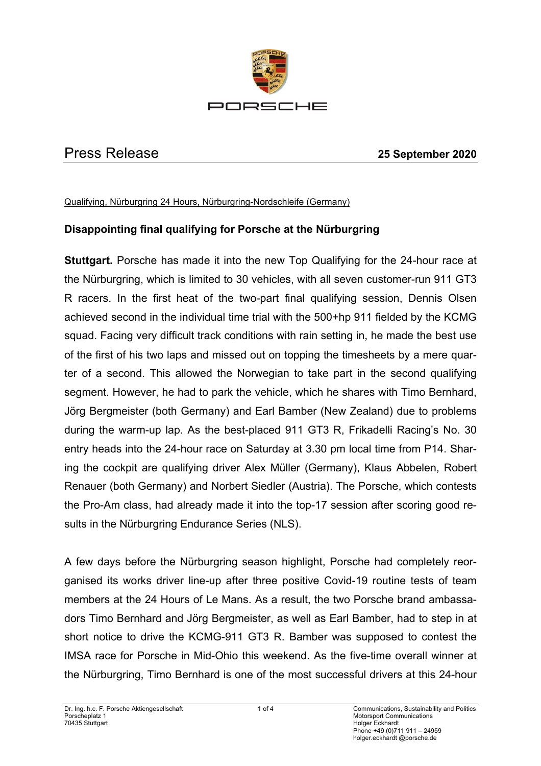# Press Release

**25 September 2020**

Qualifying, Nürburgring 24 Hours, Nürburgring-Nordschleife (Germany)

## Disappointing final qualifying for Porsche at the Nürburgring

**Stuttgart.** Porsche has made it into the new Top Qualifying for the 24-hour race at the Nürburgring, which is limited to 30 vehicles, with all seven customer-run 911 GT3 R racers. In the first heat of the two-part final qualifying session, Dennis Olsen achieved second in the individual time trial with the 500+hp 911 fielded by the KCMG squad. Facing very difficult track conditions with rain setting in, he made the best use of the first of his two laps and missed out on topping the timesheets by a mere quarter of a second. This allowed the Norwegian to take part in the second qualifying segment. However, he had to park the vehicle, which he shares with Timo Bernhard, Jörg Bergmeister (both Germany) and Earl Bamber (New Zealand) due to problems during the warm-up lap. As the best-placed 911 GT3 R, Frikadelli Racing's No. 30 entry heads into the 24-hour race on Saturday at 3.30 pm local time from P14. Sharing the cockpit are qualifying driver Alex Müller (Germany), Klaus Abbelen, Robert Renauer (both Germany) and Norbert Siedler (Austria). The Porsche, which contests the Pro-Am class, had already made it into the top-17 session after scoring good results in the Nürburgring Endurance Series (NLS).

A few days before the Nürburgring season highlight, Porsche had completely reorganised its works driver line-up after three positive Covid-19 routine tests of team members at the 24 Hours of Le Mans. As a result, the two Porsche brand ambassadors Timo Bernhard and Jörg Bergmeister, as well as Earl Bamber, had to step in at short notice to drive the KCMG-911 GT3 R. Bamber was supposed to contest the IMSA race for Porsche in Mid-Ohio this weekend. As the five-time overall winner at the Nürburgring, Timo Bernhard is one of the most successful drivers at this 24-hour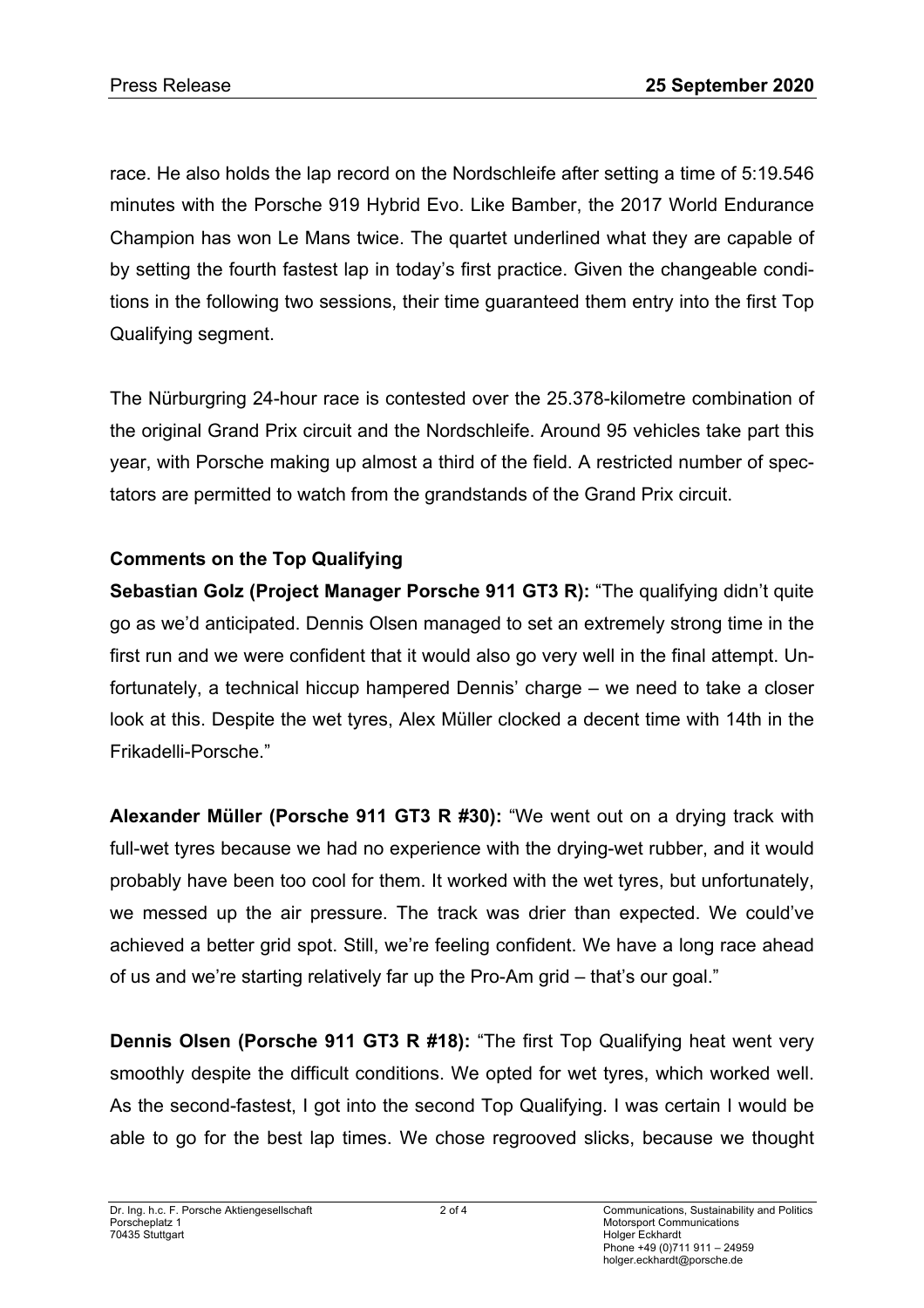race. He also holds the lap record on the Nordschleife after setting a time of 5:19.546 minutes with the Porsche 919 Hybrid Evo. Like Bamber, the 2017 World Endurance Champion has won Le Mans twice. The quartet underlined what they are capable of by setting the fourth fastest lap in today's first practice. Given the changeable conditions in the following two sessions, their time guaranteed them entry into the first Top Qualifying segment.

The Nürburgring 24-hour race is contested over the 25.378-kilometre combination of the original Grand Prix circuit and the Nordschleife. Around 95 vehicles take part this year, with Porsche making up almost a third of the field. A restricted number of spectators are permitted to watch from the grandstands of the Grand Prix circuit.

**Comments on the Top Qualifying**

**Sebastian Golz (Project Manager Porsche 911 GT3 R):** "The qualifying didn't quite go as we'd anticipated. Dennis Olsen managed to set an extremely strong time in the first run and we were confident that it would also go very well in the final attempt. Unfortunately, a technical hiccup hampered Dennis' charge – we need to take a closer look at this. Despite the wet tyres, Alex Müller clocked a decent time with 14th in the Frikadelli-Porsche."

**Alexander Müller (Porsche 911 GT3 R #30):** "We went out on a drying track with full-wet tyres because we had no experience with the drying-wet rubber, and it would probably have been too cool for them. It worked with the wet tyres, but unfortunately, we messed up the air pressure. The track was drier than expected. We could've achieved a better grid spot. Still, we're feeling confident. We have a long race ahead of us and we're starting relatively far up the Pro-Am grid – that's our goal."

**Dennis Olsen (Porsche 911 GT3 R #18):** "The first Top Qualifying heat went very smoothly despite the difficult conditions. We opted for wet tyres, which worked well. As the second-fastest, I got into the second Top Qualifying. I was certain I would be able to go for the best lap times. We chose regrooved slicks, because we thought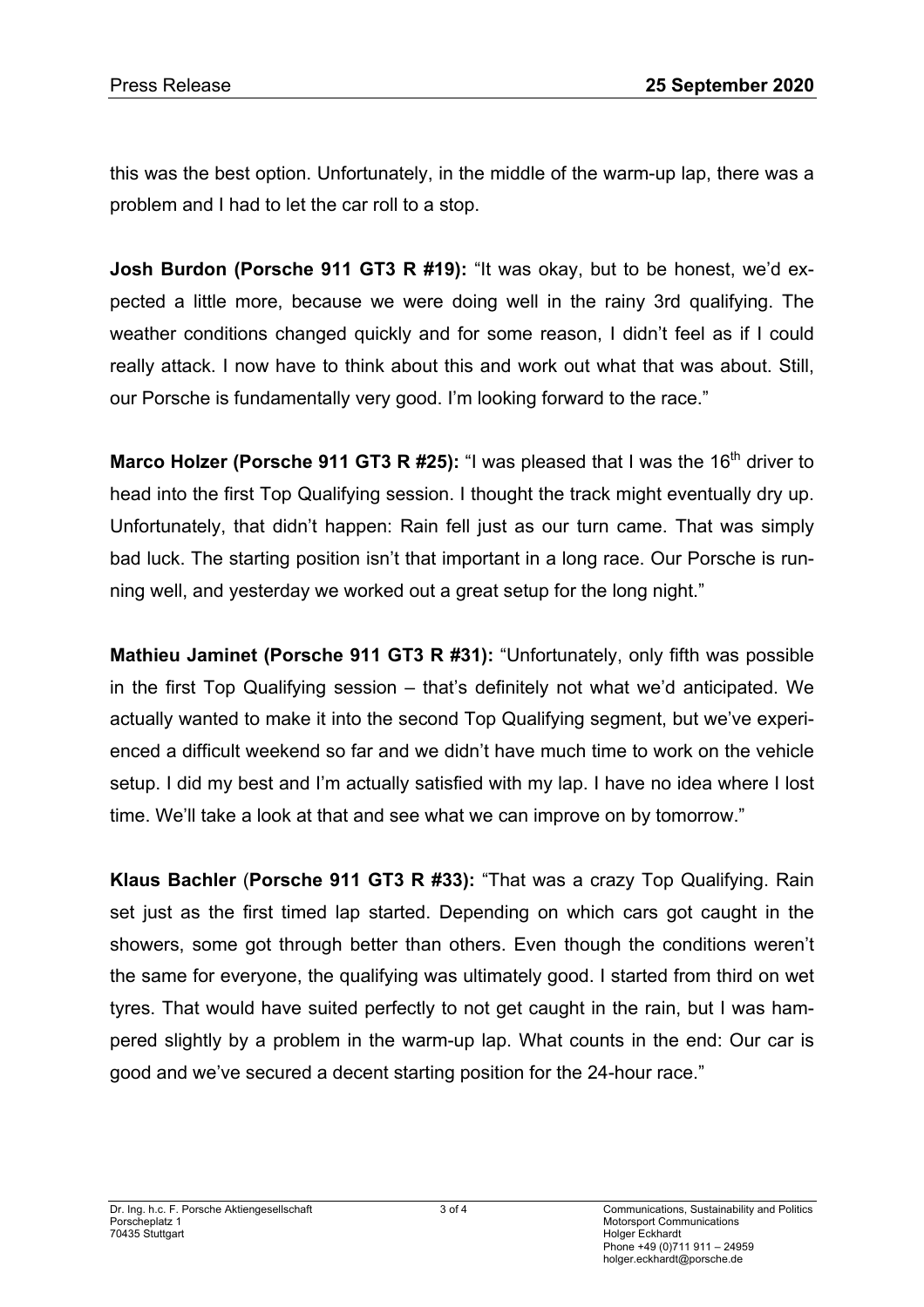this was the best option. Unfortunately, in the middle of the warm-up lap, there was a problem and I had to let the car roll to a stop.

**Josh Burdon (Porsche 911 GT3 R #19):** “It was okay, but to be honest, we’d expected a little more, because we were doing well in the rainy 3rd qualifying. The weather conditions changed quickly and for some reason, I didn’t feel as if I could really attack. I now have to think about this and work out what that was about. Still, our Porsche is fundamentally very good. I’m looking forward to the race.”

**Marco Holzer (Porsche 911 GT3 R #25):** “I was pleased that I was the 16th driver to head into the first Top Qualifying session. I thought the track might eventually dry up. Unfortunately, that didn’t happen: Rain fell just as our turn came. That was simply bad luck. The starting position isn’t that important in a long race. Our Porsche is running well, and yesterday we worked out a great setup for the long night.”

**Mathieu Jaminet (Porsche 911 GT3 R #31):** “Unfortunately, only fifth was possible in the first Top Qualifying session – that’s definitely not what we’d anticipated. We actually wanted to make it into the second Top Qualifying segment, but we’ve experienced a difficult weekend so far and we didn’t have much time to work on the vehicle setup. I did my best and I’m actually satisfied with my lap. I have no idea where I lost time. We’ll take a look at that and see what we can improve on by tomorrow.”

**Klaus Bachler** (**Porsche 911 GT3 R #33):** “That was a crazy Top Qualifying. Rain set just as the first timed lap started. Depending on which cars got caught in the showers, some got through better than others. Even though the conditions weren’t the same for everyone, the qualifying was ultimately good. I started from third on wet tyres. That would have suited perfectly to not get caught in the rain, but I was hampered slightly by a problem in the warm-up lap. What counts in the end: Our car is good and we’ve secured a decent starting position for the 24-hour race.”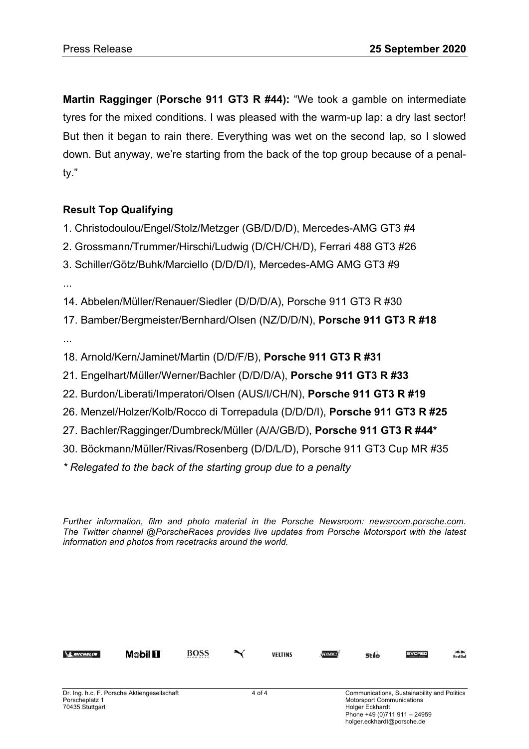**Martin Ragginger** (**Porsche 911 GT3 R #44):** "We took a gamble on intermediate tyres for the mixed conditions. I was pleased with the warm-up lap: a dry last sector! But then it began to rain there. Everything was wet on the second lap, so I slowed down. But anyway, we're starting from the back of the top group because of a penalty."

**Result Top Qualifying**

1. Christodoulou/Engel/Stolz/Metzger (GB/D/D/D), Mercedes-AMG GT3 #4
2. Grossmann/Trummer/Hirschi/Ludwig (D/CH/CH/D), Ferrari 488 GT3 #26
3. Schiller/Götz/Buhk/Marciello (D/D/D/I), Mercedes-AMG AMG GT3 #9

...

14. Abbelen/Müller/Renauer/Siedler (D/D/D/A), Porsche 911 GT3 R #30
17. Bamber/Bergmeister/Bernhard/Olsen (NZ/D/D/N), **Porsche 911 GT3 R #18**

...

18. Arnold/Kern/Jaminet/Martin (D/D/F/B), **Porsche 911 GT3 R #31**
21. Engelhart/Müller/Werner/Bachler (D/D/D/A), **Porsche 911 GT3 R #33**
22. Burdon/Liberati/Imperatori/Olsen (AUS/I/CH/N), **Porsche 911 GT3 R #19**
26. Menzel/Holzer/Kolb/Rocco di Torrepadula (D/D/D/I), **Porsche 911 GT3 R #25**
27. Bachler/Ragginger/Dumbreck/Müller (A/A/GB/D), **Porsche 911 GT3 R #44***
30. Böckmann/Müller/Rivas/Rosenberg (D/D/L/D), Porsche 911 GT3 Cup MR #35

*\* Relegated to the back of the starting group due to a penalty*

*Further information, film and photo material in the Porsche Newsroom: newsroom.porsche.com. The Twitter channel @PorscheRaces provides live updates from Porsche Motorsport with the latest information and photos from racetracks around the world.*

Dr. Ing. h.c. F. Porsche Aktiengesellschaft
Porscheplatz 1
70435 Stuttgart

Communications, Sustainability and Politics
Motorsport Communications
Holger Eckhardt
Phone +49 (0)711 911 – 24959
holger.eckhardt@porsche.de